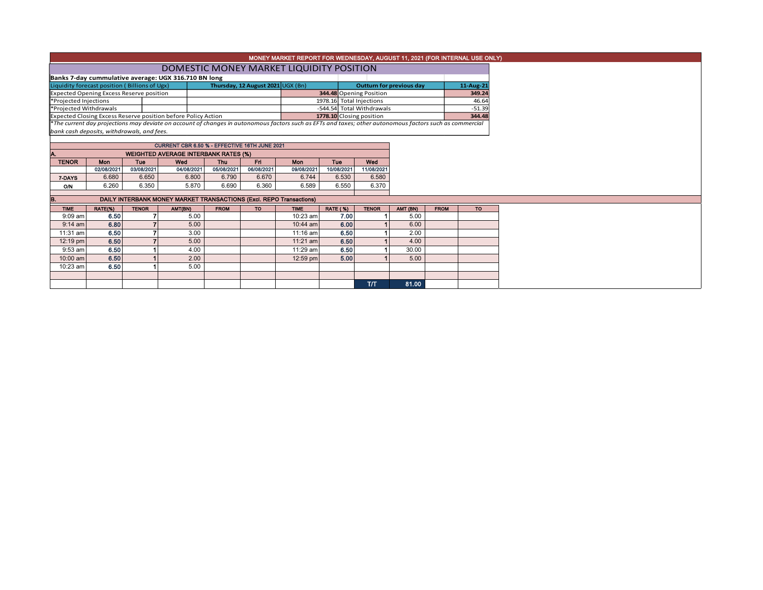## MONEY MARKET REPORT FOR WEDNESDAY, AUGUST 11, 2021 (FOR INTERNAL USE ONLY)

### DOMESTIC MONEY MARKET LIQUIDITY POSITION

**Banks 7-day cummulative average: UGX 316.710 BN long**

| Liquidity forecast position ( Billions of Ugx) | Thursday, 12 August 2021 UGX (Bn) | Outturn for previous day | 11-Aug-21 |
|---|---|---|---|
| Expected Opening Excess Reserve position | 344.48 | Opening Position | 349.24 |
| *Projected Injections | 1978.16 | Total Injections | 46.64 |
| *Projected Withdrawals | -544.54 | Total Withdrawals | -51.39 |
| Expected Closing Excess Reserve position before Policy Action | 1778.10 | Closing position | 344.48 |

*The current day projections may deviate on account of changes in autonomous factors such as EFTs and taxes; other autonomous factors such as commercial bank cash deposits, withdrawals, and fees.*

**CURRENT CBR 6.50 % - EFFECTIVE 16TH JUNE 2021**

**A. WEIGHTED AVERAGE INTERBANK RATES (%)**

| TENOR | Mon | Tue | Wed | Thu | Fri | Mon | Tue | Wed |
|---|---|---|---|---|---|---|---|---|
| | 02/08/2021 | 03/08/2021 | 04/08/2021 | 05/08/2021 | 06/08/2021 | 09/08/2021 | 10/08/2021 | 11/08/2021 |
| 7-DAYS | 6.680 | 6.650 | 6.800 | 6.790 | 6.670 | 6.744 | 6.530 | 6.580 |
| O/N | 6.260 | 6.350 | 5.870 | 6.690 | 6.360 | 6.589 | 6.550 | 6.370 |

**B. DAILY INTERBANK MONEY MARKET TRANSACTIONS (Excl. REPO Transactions)**

| TIME | RATE(%) | TENOR | AMT(BN) | FROM | TO | TIME | RATE (%) | TENOR | AMT (BN) | FROM | TO |
|---|---|---|---|---|---|---|---|---|---|---|---|
| 9:09 am | 6.50 | 7 | 5.00 | | | 10:23 am | 7.00 | 1 | 5.00 | | |
| 9:14 am | 6.80 | 7 | 5.00 | | | 10:44 am | 6.00 | 1 | 6.00 | | |
| 11:31 am | 6.50 | 7 | 3.00 | | | 11:16 am | 6.50 | 1 | 2.00 | | |
| 12:19 pm | 6.50 | 7 | 5.00 | | | 11:21 am | 6.50 | 1 | 4.00 | | |
| 9:53 am | 6.50 | 1 | 4.00 | | | 11:29 am | 6.50 | 1 | 30.00 | | |
| 10:00 am | 6.50 | 1 | 2.00 | | | 12:59 pm | 5.00 | 1 | 5.00 | | |
| 10:23 am | 6.50 | 1 | 5.00 | | | | | | | | |
| | | | | | | | | T/T | 81.00 | | |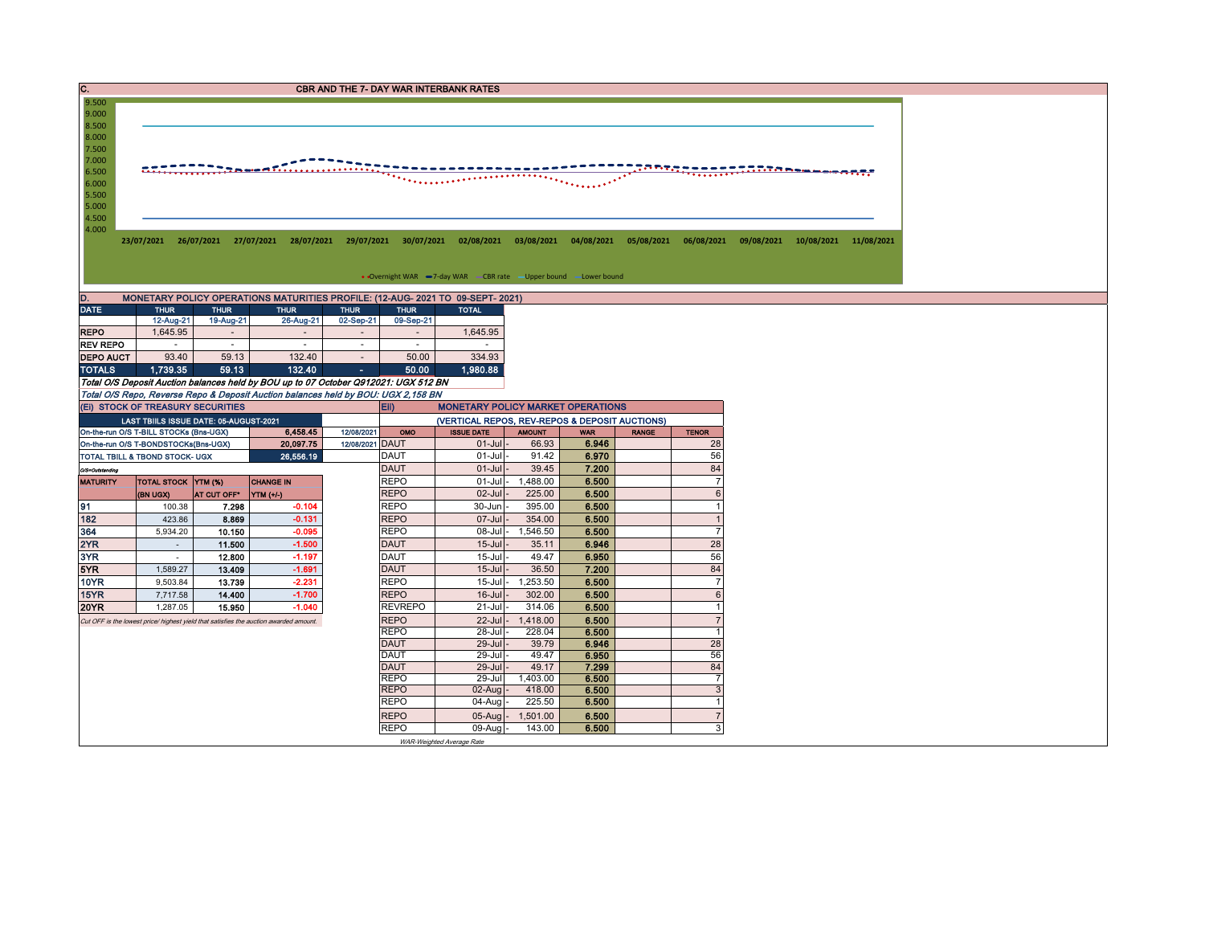## C. CBR AND THE 7- DAY WAR INTERBANK RATES

9.500
9.000
8.500
8.000
7.500
7.000
6.500
6.000
5.500
5.000
4.500
4.000

23/07/2021 26/07/2021 27/07/2021 28/07/2021 29/07/2021 30/07/2021 02/08/2021 03/08/2021 04/08/2021 05/08/2021 06/08/2021 09/08/2021 10/08/2021 11/08/2021

Overnight WAR — 7-day WAR — CBR rate — Upper bound — Lower bound

## D. MONETARY POLICY OPERATIONS MATURITIES PROFILE: (12-AUG- 2021 TO 09-SEPT- 2021)

| DATE | THUR | THUR | THUR | THUR | THUR | TOTAL |
|---|---|---|---|---|---|---|
| | 12-Aug-21 | 19-Aug-21 | 26-Aug-21 | 02-Sep-21 | 09-Sep-21 | |
| REPO | 1,645.95 | - | - | - | - | 1,645.95 |
| REV REPO | - | - | - | - | - | - |
| DEPO AUCT | 93.40 | 59.13 | 132.40 | - | 50.00 | 334.93 |
| TOTALS | 1,739.35 | 59.13 | 132.40 | - | 50.00 | 1,980.88 |

*Total O/S Deposit Auction balances held by BOU up to 07 October Q912021: UGX 512 BN*

*Total O/S Repo, Reverse Repo & Deposit Auction balances held by BOU: UGX 2,158 BN*

### (Ei) STOCK OF TREASURY SECURITIES

| LAST TBIILS ISSUE DATE: 05-AUGUST-2021 | | |
|---|---|---|
| On-the-run O/S T-BILL STOCKs (Bns-UGX) | 6,458.45 | 12/08/2021 |
| On-the-run O/S T-BONDSTOCKs(Bns-UGX) | 20,097.75 | 12/08/2021 |
| TOTAL TBILL & TBOND STOCK- UGX | 26,556.19 | |

*O/S=Outstanding*

| MATURITY | TOTAL STOCK (BN UGX) | YTM (%) AT CUT OFF* | CHANGE IN YTM (+/-) |
|---|---|---|---|
| 91 | 100.38 | 7.298 | -0.104 |
| 182 | 423.86 | 8.869 | -0.131 |
| 364 | 5,934.20 | 10.150 | -0.095 |
| 2YR | - | 11.500 | -1.500 |
| 3YR | - | 12.800 | -1.197 |
| 5YR | 1,589.27 | 13.409 | -1.691 |
| 10YR | 9,503.84 | 13.739 | -2.231 |
| 15YR | 7,717.58 | 14.400 | -1.700 |
| 20YR | 1,287.05 | 15.950 | -1.040 |

*Cut OFF is the lowest price/ highest yield that satisfies the auction awarded amount.*

### Eii) MONETARY POLICY MARKET OPERATIONS

(VERTICAL REPOS, REV-REPOS & DEPOSIT AUCTIONS)

| OMO | ISSUE DATE | AMOUNT | WAR | RANGE | TENOR |
|---|---|---|---|---|---|
| DAUT | 01-Jul | 66.93 | 6.946 | | 28 |
| DAUT | 01-Jul | 91.42 | 6.970 | | 56 |
| DAUT | 01-Jul | 39.45 | 7.200 | | 84 |
| REPO | 01-Jul | 1,488.00 | 6.500 | | 7 |
| REPO | 02-Jul | 225.00 | 6.500 | | 6 |
| REPO | 30-Jun | 395.00 | 6.500 | | 1 |
| REPO | 07-Jul | 354.00 | 6.500 | | 1 |
| REPO | 08-Jul | 1,546.50 | 6.500 | | 7 |
| DAUT | 15-Jul | 35.11 | 6.946 | | 28 |
| DAUT | 15-Jul | 49.47 | 6.950 | | 56 |
| DAUT | 15-Jul | 36.50 | 7.200 | | 84 |
| REPO | 15-Jul | 1,253.50 | 6.500 | | 7 |
| REPO | 16-Jul | 302.00 | 6.500 | | 6 |
| REVREPO | 21-Jul | 314.06 | 6.500 | | 1 |
| REPO | 22-Jul | 1,418.00 | 6.500 | | 7 |
| REPO | 28-Jul | 228.04 | 6.500 | | 1 |
| DAUT | 29-Jul | 39.79 | 6.946 | | 28 |
| DAUT | 29-Jul | 49.47 | 6.950 | | 56 |
| DAUT | 29-Jul | 49.17 | 7.299 | | 84 |
| REPO | 29-Jul | 1,403.00 | 6.500 | | 7 |
| REPO | 02-Aug | 418.00 | 6.500 | | 3 |
| REPO | 04-Aug | 225.50 | 6.500 | | 1 |
| REPO | 05-Aug | 1,501.00 | 6.500 | | 7 |
| REPO | 09-Aug | 143.00 | 6.500 | | 3 |

*WAR-Weighted Average Rate*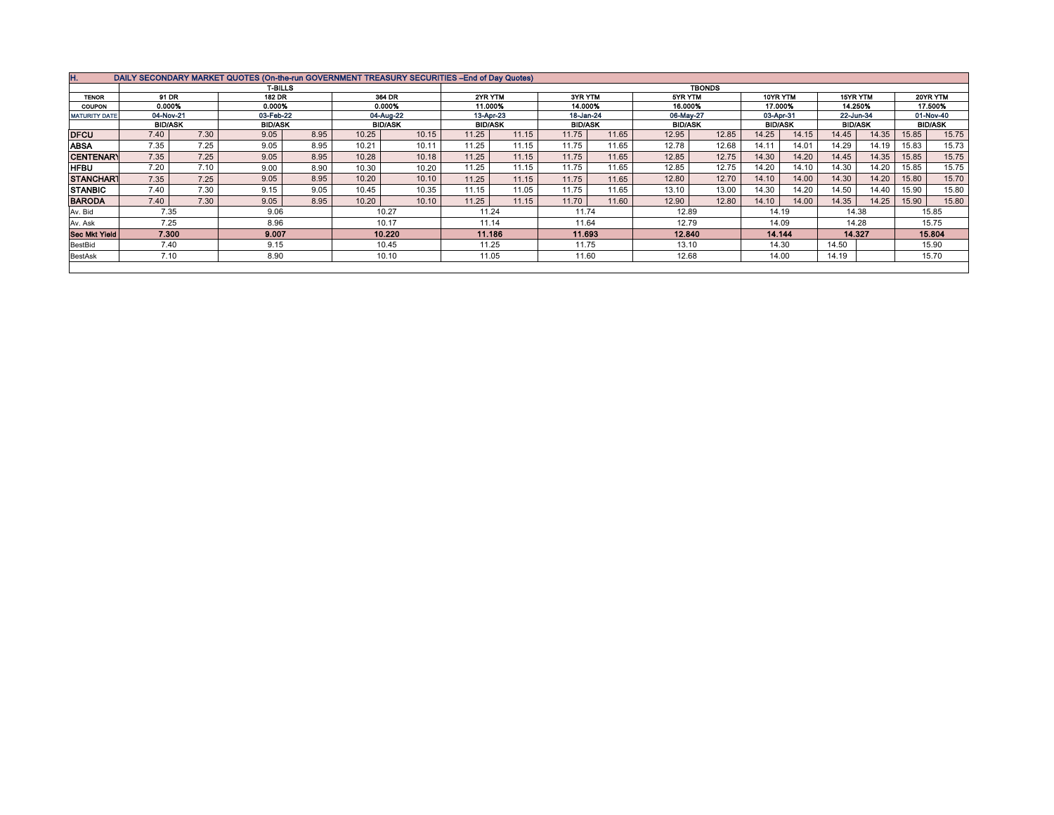## H. DAILY SECONDARY MARKET QUOTES (On-the-run GOVERNMENT TREASURY SECURITIES –End of Day Quotes)

| | T-BILLS | | | | | | TBONDS | | | | | | | | | | | |
|---|---|---|---|---|---|---|---|---|---|---|---|---|---|---|---|---|---|---|
| **TENOR** | **91 DR** | | **182 DR** | | **364 DR** | | **2YR YTM** | | **3YR YTM** | | **5YR YTM** | | **10YR YTM** | | **15YR YTM** | | **20YR YTM** | |
| **COUPON** | **0.000%** | | **0.000%** | | **0.000%** | | **11.000%** | | **14.000%** | | **16.000%** | | **17.000%** | | **14.250%** | | **17.500%** | |
| **MATURITY DATE** | **04-Nov-21** | | **03-Feb-22** | | **04-Aug-22** | | **13-Apr-23** | | **18-Jan-24** | | **06-May-27** | | **03-Apr-31** | | **22-Jun-34** | | **01-Nov-40** | |
| | **BID/ASK** | | **BID/ASK** | | **BID/ASK** | | **BID/ASK** | | **BID/ASK** | | **BID/ASK** | | **BID/ASK** | | **BID/ASK** | | **BID/ASK** | |
| **DFCU** | 7.40 | 7.30 | 9.05 | 8.95 | 10.25 | 10.15 | 11.25 | 11.15 | 11.75 | 11.65 | 12.95 | 12.85 | 14.25 | 14.15 | 14.45 | 14.35 | 15.85 | 15.75 |
| **ABSA** | 7.35 | 7.25 | 9.05 | 8.95 | 10.21 | 10.11 | 11.25 | 11.15 | 11.75 | 11.65 | 12.78 | 12.68 | 14.11 | 14.01 | 14.29 | 14.19 | 15.83 | 15.73 |
| **CENTENARY** | 7.35 | 7.25 | 9.05 | 8.95 | 10.28 | 10.18 | 11.25 | 11.15 | 11.75 | 11.65 | 12.85 | 12.75 | 14.30 | 14.20 | 14.45 | 14.35 | 15.85 | 15.75 |
| **HFBU** | 7.20 | 7.10 | 9.00 | 8.90 | 10.30 | 10.20 | 11.25 | 11.15 | 11.75 | 11.65 | 12.85 | 12.75 | 14.20 | 14.10 | 14.30 | 14.20 | 15.85 | 15.75 |
| **STANCHART** | 7.35 | 7.25 | 9.05 | 8.95 | 10.20 | 10.10 | 11.25 | 11.15 | 11.75 | 11.65 | 12.80 | 12.70 | 14.10 | 14.00 | 14.30 | 14.20 | 15.80 | 15.70 |
| **STANBIC** | 7.40 | 7.30 | 9.15 | 9.05 | 10.45 | 10.35 | 11.15 | 11.05 | 11.75 | 11.65 | 13.10 | 13.00 | 14.30 | 14.20 | 14.50 | 14.40 | 15.90 | 15.80 |
| **BARODA** | 7.40 | 7.30 | 9.05 | 8.95 | 10.20 | 10.10 | 11.25 | 11.15 | 11.70 | 11.60 | 12.90 | 12.80 | 14.10 | 14.00 | 14.35 | 14.25 | 15.90 | 15.80 |
| Av. Bid | 7.35 | | 9.06 | | 10.27 | | 11.24 | | 11.74 | | 12.89 | | 14.19 | | 14.38 | | 15.85 | |
| Av. Ask | 7.25 | | 8.96 | | 10.17 | | 11.14 | | 11.64 | | 12.79 | | 14.09 | | 14.28 | | 15.75 | |
| **Sec Mkt Yield** | **7.300** | | **9.007** | | **10.220** | | **11.186** | | **11.693** | | **12.840** | | **14.144** | | **14.327** | | **15.804** | |
| BestBid | 7.40 | | 9.15 | | 10.45 | | 11.25 | | 11.75 | | 13.10 | | 14.30 | | 14.50 | | 15.90 | |
| BestAsk | 7.10 | | 8.90 | | 10.10 | | 11.05 | | 11.60 | | 12.68 | | 14.00 | | 14.19 | | 15.70 | |